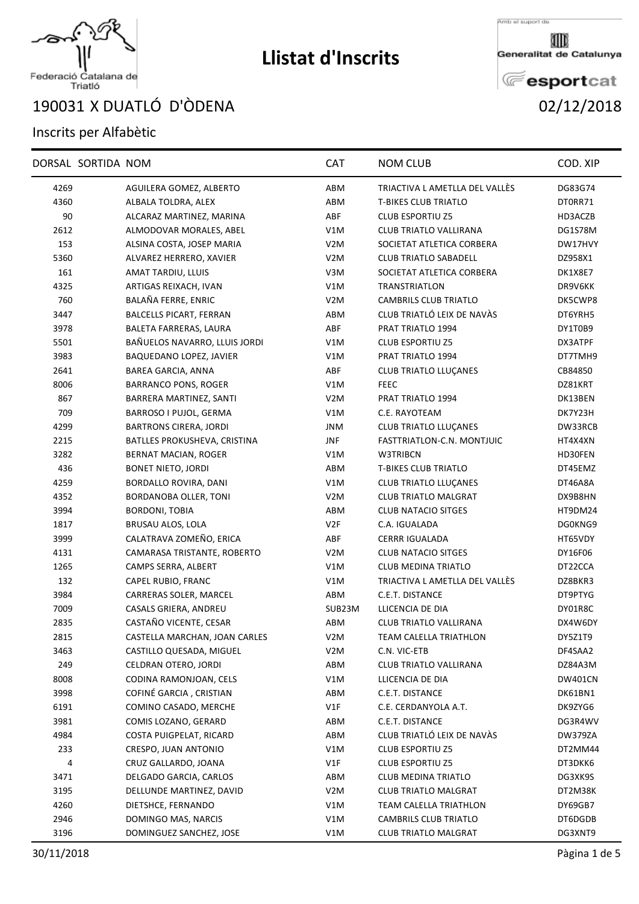# Llistat d'Inscrits

Federació Catalana de Triatló

Amb el suport de Generalitat de Catalunya esportcat

## 190031 X DUATLÓ D'ÒDENA 02/12/2018

Inscrits per Alfabètic

| DORSAL | SORTIDA | NOM | CAT | NOM CLUB | COD. XIP |
|---|---|---|---|---|---|
| 4269 | | AGUILERA GOMEZ, ALBERTO | ABM | TRIACTIVA L AMETLLA DEL VALLÈS | DG83G74 |
| 4360 | | ALBALA TOLDRA, ALEX | ABM | T-BIKES CLUB TRIATLO | DT0RR71 |
| 90 | | ALCARAZ MARTINEZ, MARINA | ABF | CLUB ESPORTIU Z5 | HD3ACZB |
| 2612 | | ALMODOVAR MORALES, ABEL | V1M | CLUB TRIATLO VALLIRANA | DG1S78M |
| 153 | | ALSINA COSTA, JOSEP MARIA | V2M | SOCIETAT ATLETICA CORBERA | DW17HVY |
| 5360 | | ALVAREZ HERRERO, XAVIER | V2M | CLUB TRIATLO SABADELL | DZ958X1 |
| 161 | | AMAT TARDIU, LLUIS | V3M | SOCIETAT ATLETICA CORBERA | DK1X8E7 |
| 4325 | | ARTIGAS REIXACH, IVAN | V1M | TRANSTRIATLON | DR9V6KK |
| 760 | | BALAÑA FERRE, ENRIC | V2M | CAMBRILS CLUB TRIATLO | DK5CWP8 |
| 3447 | | BALCELLS PICART, FERRAN | ABM | CLUB TRIATLÓ LEIX DE NAVÀS | DT6YRH5 |
| 3978 | | BALETA FARRERAS, LAURA | ABF | PRAT TRIATLO 1994 | DY1T0B9 |
| 5501 | | BAÑUELOS NAVARRO, LLUIS JORDI | V1M | CLUB ESPORTIU Z5 | DX3ATPF |
| 3983 | | BAQUEDANO LOPEZ, JAVIER | V1M | PRAT TRIATLO 1994 | DT7TMH9 |
| 2641 | | BAREA GARCIA, ANNA | ABF | CLUB TRIATLO LLUÇANES | CB84850 |
| 8006 | | BARRANCO PONS, ROGER | V1M | FEEC | DZ81KRT |
| 867 | | BARRERA MARTINEZ, SANTI | V2M | PRAT TRIATLO 1994 | DK13BEN |
| 709 | | BARROSO I PUJOL, GERMA | V1M | C.E. RAYOTEAM | DK7Y23H |
| 4299 | | BARTRONS CIRERA, JORDI | JNM | CLUB TRIATLO LLUÇANES | DW33RCB |
| 2215 | | BATLLES PROKUSHEVA, CRISTINA | JNF | FASTTRIATLON-C.N. MONTJUIC | HT4X4XN |
| 3282 | | BERNAT MACIAN, ROGER | V1M | W3TRIBCN | HD30FEN |
| 436 | | BONET NIETO, JORDI | ABM | T-BIKES CLUB TRIATLO | DT45EMZ |
| 4259 | | BORDALLO ROVIRA, DANI | V1M | CLUB TRIATLO LLUÇANES | DT46A8A |
| 4352 | | BORDANOBA OLLER, TONI | V2M | CLUB TRIATLO MALGRAT | DX9B8HN |
| 3994 | | BORDONI, TOBIA | ABM | CLUB NATACIO SITGES | HT9DM24 |
| 1817 | | BRUSAU ALOS, LOLA | V2F | C.A. IGUALADA | DG0KNG9 |
| 3999 | | CALATRAVA ZOMEÑO, ERICA | ABF | CERRR IGUALADA | HT65VDY |
| 4131 | | CAMARASA TRISTANTE, ROBERTO | V2M | CLUB NATACIO SITGES | DY16F06 |
| 1265 | | CAMPS SERRA, ALBERT | V1M | CLUB MEDINA TRIATLO | DT22CCA |
| 132 | | CAPEL RUBIO, FRANC | V1M | TRIACTIVA L AMETLLA DEL VALLÈS | DZ8BKR3 |
| 3984 | | CARRERAS SOLER, MARCEL | ABM | C.E.T. DISTANCE | DT9PTYG |
| 7009 | | CASALS GRIERA, ANDREU | SUB23M | LLICENCIA DE DIA | DY01R8C |
| 2835 | | CASTAÑO VICENTE, CESAR | ABM | CLUB TRIATLO VALLIRANA | DX4W6DY |
| 2815 | | CASTELLA MARCHAN, JOAN CARLES | V2M | TEAM CALELLA TRIATHLON | DY5Z1T9 |
| 3463 | | CASTILLO QUESADA, MIGUEL | V2M | C.N. VIC-ETB | DF4SAA2 |
| 249 | | CELDRAN OTERO, JORDI | ABM | CLUB TRIATLO VALLIRANA | DZ84A3M |
| 8008 | | CODINA RAMONJOAN, CELS | V1M | LLICENCIA DE DIA | DW401CN |
| 3998 | | COFINÉ GARCIA , CRISTIAN | ABM | C.E.T. DISTANCE | DK61BN1 |
| 6191 | | COMINO CASADO, MERCHE | V1F | C.E. CERDANYOLA A.T. | DK9ZYG6 |
| 3981 | | COMIS LOZANO, GERARD | ABM | C.E.T. DISTANCE | DG3R4WV |
| 4984 | | COSTA PUIGPELAT, RICARD | ABM | CLUB TRIATLÓ LEIX DE NAVÀS | DW379ZA |
| 233 | | CRESPO, JUAN ANTONIO | V1M | CLUB ESPORTIU Z5 | DT2MM44 |
| 4 | | CRUZ GALLARDO, JOANA | V1F | CLUB ESPORTIU Z5 | DT3DKK6 |
| 3471 | | DELGADO GARCIA, CARLOS | ABM | CLUB MEDINA TRIATLO | DG3XK9S |
| 3195 | | DELLUNDE MARTINEZ, DAVID | V2M | CLUB TRIATLO MALGRAT | DT2M38K |
| 4260 | | DIETSHCE, FERNANDO | V1M | TEAM CALELLA TRIATHLON | DY69GB7 |
| 2946 | | DOMINGO MAS, NARCIS | V1M | CAMBRILS CLUB TRIATLO | DT6DGDB |
| 3196 | | DOMINGUEZ SANCHEZ, JOSE | V1M | CLUB TRIATLO MALGRAT | DG3XNT9 |

30/11/2018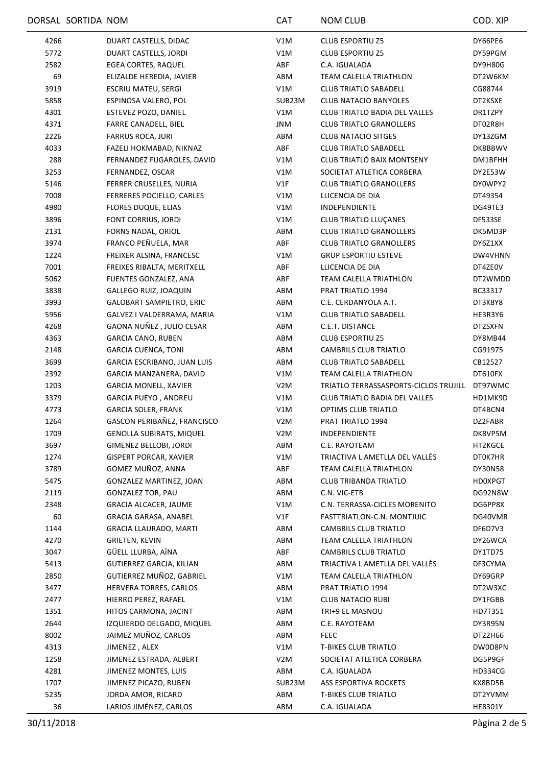| DORSAL | SORTIDA | NOM | CAT | NOM CLUB | COD. XIP |
|---|---|---|---|---|---|
| 4266 | | DUART CASTELLS, DIDAC | V1M | CLUB ESPORTIU Z5 | DY66PE6 |
| 5772 | | DUART CASTELLS, JORDI | V1M | CLUB ESPORTIU Z5 | DY59PGM |
| 2582 | | EGEA CORTES, RAQUEL | ABF | C.A. IGUALADA | DY9H80G |
| 69 | | ELIZALDE HEREDIA, JAVIER | ABM | TEAM CALELLA TRIATHLON | DT2W6KM |
| 3919 | | ESCRIU MATEU, SERGI | V1M | CLUB TRIATLO SABADELL | CG88744 |
| 5858 | | ESPINOSA VALERO, POL | SUB23M | CLUB NATACIO BANYOLES | DT2KSXE |
| 4301 | | ESTEVEZ POZO, DANIEL | V1M | CLUB TRIATLO BADIA DEL VALLES | DR1TZPY |
| 4371 | | FARRE CANADELL, BIEL | JNM | CLUB TRIATLO GRANOLLERS | DT02R8H |
| 2226 | | FARRUS ROCA, JURI | ABM | CLUB NATACIO SITGES | DY13ZGM |
| 4033 | | FAZELI HOKMABAD, NIKNAZ | ABF | CLUB TRIATLO SABADELL | DK8BBWV |
| 288 | | FERNANDEZ FUGAROLES, DAVID | V1M | CLUB TRIATLÓ BAIX MONTSENY | DM1BFHH |
| 3253 | | FERNANDEZ, OSCAR | V1M | SOCIETAT ATLETICA CORBERA | DY2E53W |
| 5146 | | FERRER CRUSELLES, NURIA | V1F | CLUB TRIATLO GRANOLLERS | DY0WPY2 |
| 7008 | | FERRERES POCIELLO, CARLES | V1M | LLICENCIA DE DIA | DT49354 |
| 4980 | | FLORES DUQUE, ELIAS | V1M | INDEPENDIENTE | DG49TE3 |
| 3896 | | FONT CORRIUS, JORDI | V1M | CLUB TRIATLO LLUÇANES | DF533SE |
| 2131 | | FORNS NADAL, ORIOL | ABM | CLUB TRIATLO GRANOLLERS | DK5MD3P |
| 3974 | | FRANCO PEÑUELA, MAR | ABF | CLUB TRIATLO GRANOLLERS | DY6Z1XX |
| 1224 | | FREIXER ALSINA, FRANCESC | V1M | GRUP ESPORTIU ESTEVE | DW4VHNN |
| 7001 | | FREIXES RIBALTA, MERITXELL | ABF | LLICENCIA DE DIA | DT4ZE0V |
| 5062 | | FUENTES GONZALEZ, ANA | ABF | TEAM CALELLA TRIATHLON | DT2WMDD |
| 3838 | | GALLEGO RUIZ, JOAQUIN | ABM | PRAT TRIATLO 1994 | BC33317 |
| 3993 | | GALOBART SAMPIETRO, ERIC | ABM | C.E. CERDANYOLA A.T. | DT3K8Y8 |
| 5956 | | GALVEZ I VALDERRAMA, MARIA | V1M | CLUB TRIATLO SABADELL | HE3R3Y6 |
| 4268 | | GAONA NUÑEZ , JULIO CESAR | ABM | C.E.T. DISTANCE | DT2SXFN |
| 4363 | | GARCIA CANO, RUBEN | ABM | CLUB ESPORTIU Z5 | DY8MB44 |
| 2148 | | GARCIA CUENCA, TONI | ABM | CAMBRILS CLUB TRIATLO | CG91975 |
| 3699 | | GARCIA ESCRIBANO, JUAN LUIS | ABM | CLUB TRIATLO SABADELL | CB12527 |
| 2392 | | GARCIA MANZANERA, DAVID | V1M | TEAM CALELLA TRIATHLON | DT610FX |
| 1203 | | GARCIA MONELL, XAVIER | V2M | TRIATLO TERRASSASPORTS-CICLOS TRUJILL | DT97WMC |
| 3379 | | GARCIA PUEYO , ANDREU | V1M | CLUB TRIATLO BADIA DEL VALLES | HD1MK9D |
| 4773 | | GARCIA SOLER, FRANK | V1M | OPTIMS CLUB TRIATLO | DT4BCN4 |
| 1264 | | GASCON PERIBAÑEZ, FRANCISCO | V2M | PRAT TRIATLO 1994 | DZ2FABR |
| 1709 | | GENOLLA SUBIRATS, MIQUEL | V2M | INDEPENDIENTE | DK8VP5M |
| 3697 | | GIMENEZ BELLOBI, JORDI | ABM | C.E. RAYOTEAM | HT2KGCE |
| 1274 | | GISPERT PORCAR, XAVIER | V1M | TRIACTIVA L AMETLLA DEL VALLÈS | DT0K7HR |
| 3789 | | GOMEZ MUÑOZ, ANNA | ABF | TEAM CALELLA TRIATHLON | DY30N58 |
| 5475 | | GONZALEZ MARTINEZ, JOAN | ABM | CLUB TRIBANDA TRIATLO | HD0XPGT |
| 2119 | | GONZALEZ TOR, PAU | ABM | C.N. VIC-ETB | DG92N8W |
| 2348 | | GRACIA ALCACER, JAUME | V1M | C.N. TERRASSA-CICLES MORENITO | DG6PP8X |
| 60 | | GRACIA GARASA, ANABEL | V1F | FASTTRIATLON-C.N. MONTJUIC | DG40VMR |
| 1144 | | GRACIA LLAURADO, MARTI | ABM | CAMBRILS CLUB TRIATLO | DF6D7V3 |
| 4270 | | GRIETEN, KEVIN | ABM | TEAM CALELLA TRIATHLON | DY26WCA |
| 3047 | | GÜELL LLURBA, AÏNA | ABF | CAMBRILS CLUB TRIATLO | DY1TD75 |
| 5413 | | GUTIERREZ GARCIA, KILIAN | ABM | TRIACTIVA L AMETLLA DEL VALLÈS | DF3CYMA |
| 2850 | | GUTIERREZ MUÑOZ, GABRIEL | V1M | TEAM CALELLA TRIATHLON | DY69GRP |
| 3477 | | HERVERA TORRES, CARLOS | ABM | PRAT TRIATLO 1994 | DT2W3XC |
| 2477 | | HIERRO PEREZ, RAFAEL | V1M | CLUB NATACIO RUBI | DY1FGBB |
| 1351 | | HITOS CARMONA, JACINT | ABM | TRI+9 EL MASNOU | HD7T351 |
| 2644 | | IZQUIERDO DELGADO, MIQUEL | ABM | C.E. RAYOTEAM | DY3R95N |
| 8002 | | JAIMEZ MUÑOZ, CARLOS | ABM | FEEC | DT22H66 |
| 4313 | | JIMENEZ , ALEX | V1M | T-BIKES CLUB TRIATLO | DW0D8PN |
| 1258 | | JIMENEZ ESTRADA, ALBERT | V2M | SOCIETAT ATLETICA CORBERA | DG5P9GF |
| 4281 | | JIMENEZ MONTES, LUIS | ABM | C.A. IGUALADA | HD334CG |
| 1707 | | JIMENEZ PICAZO, RUBEN | SUB23M | ASS ESPORTIVA ROCKETS | KX8BD5B |
| 5235 | | JORDA AMOR, RICARD | ABM | T-BIKES CLUB TRIATLO | DT2YVMM |
| 36 | | LARIOS JIMÉNEZ, CARLOS | ABM | C.A. IGUALADA | HE8301Y |

30/11/2018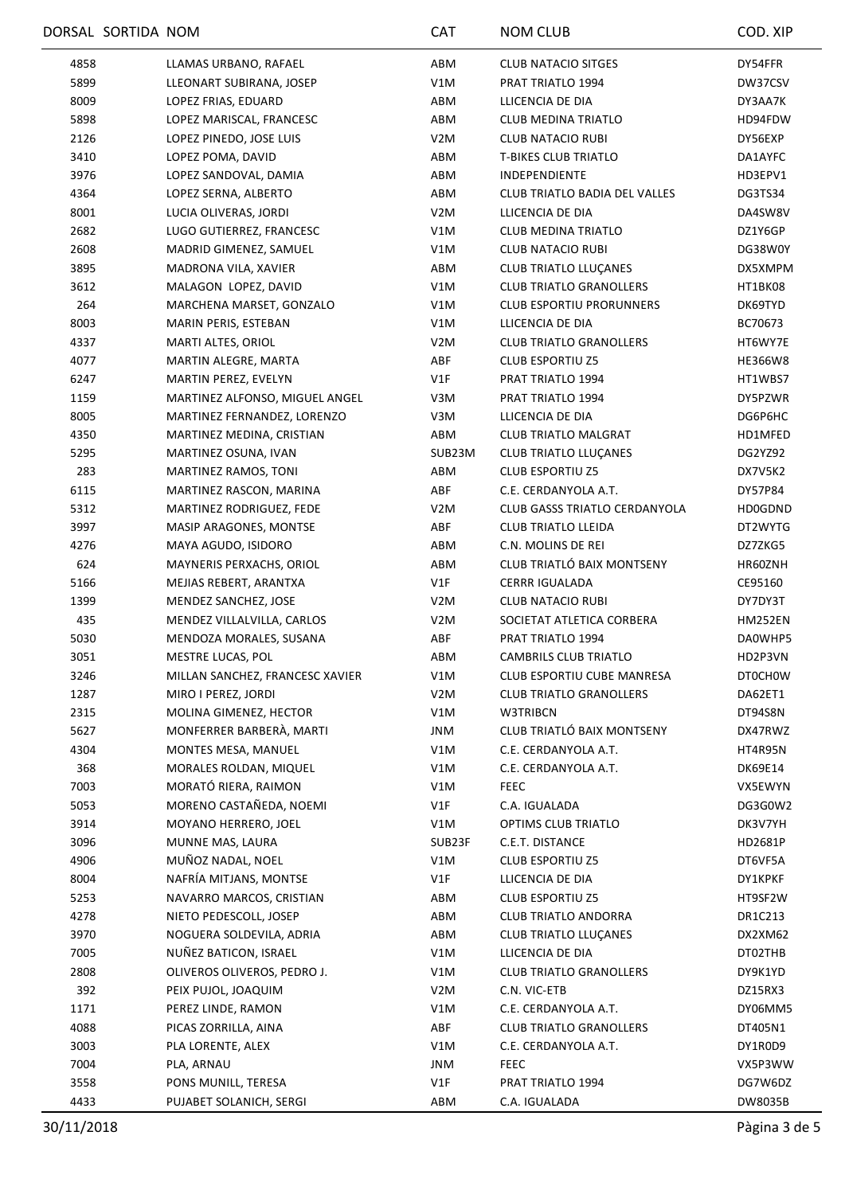| DORSAL | SORTIDA | NOM | CAT | NOM CLUB | COD. XIP |
|---|---|---|---|---|---|
| 4858 | | LLAMAS URBANO, RAFAEL | ABM | CLUB NATACIO SITGES | DY54FFR |
| 5899 | | LLEONART SUBIRANA, JOSEP | V1M | PRAT TRIATLO 1994 | DW37CSV |
| 8009 | | LOPEZ FRIAS, EDUARD | ABM | LLICENCIA DE DIA | DY3AA7K |
| 5898 | | LOPEZ MARISCAL, FRANCESC | ABM | CLUB MEDINA TRIATLO | HD94FDW |
| 2126 | | LOPEZ PINEDO, JOSE LUIS | V2M | CLUB NATACIO RUBI | DY56EXP |
| 3410 | | LOPEZ POMA, DAVID | ABM | T-BIKES CLUB TRIATLO | DA1AYFC |
| 3976 | | LOPEZ SANDOVAL, DAMIA | ABM | INDEPENDIENTE | HD3EPV1 |
| 4364 | | LOPEZ SERNA, ALBERTO | ABM | CLUB TRIATLO BADIA DEL VALLES | DG3TS34 |
| 8001 | | LUCIA OLIVERAS, JORDI | V2M | LLICENCIA DE DIA | DA4SW8V |
| 2682 | | LUGO GUTIERREZ, FRANCESC | V1M | CLUB MEDINA TRIATLO | DZ1Y6GP |
| 2608 | | MADRID GIMENEZ, SAMUEL | V1M | CLUB NATACIO RUBI | DG38W0Y |
| 3895 | | MADRONA VILA, XAVIER | ABM | CLUB TRIATLO LLUÇANES | DX5XMPM |
| 3612 | | MALAGON LOPEZ, DAVID | V1M | CLUB TRIATLO GRANOLLERS | HT1BK08 |
| 264 | | MARCHENA MARSET, GONZALO | V1M | CLUB ESPORTIU PRORUNNERS | DK69TYD |
| 8003 | | MARIN PERIS, ESTEBAN | V1M | LLICENCIA DE DIA | BC70673 |
| 4337 | | MARTI ALTES, ORIOL | V2M | CLUB TRIATLO GRANOLLERS | HT6WY7E |
| 4077 | | MARTIN ALEGRE, MARTA | ABF | CLUB ESPORTIU Z5 | HE366W8 |
| 6247 | | MARTIN PEREZ, EVELYN | V1F | PRAT TRIATLO 1994 | HT1WBS7 |
| 1159 | | MARTINEZ ALFONSO, MIGUEL ANGEL | V3M | PRAT TRIATLO 1994 | DY5PZWR |
| 8005 | | MARTINEZ FERNANDEZ, LORENZO | V3M | LLICENCIA DE DIA | DG6P6HC |
| 4350 | | MARTINEZ MEDINA, CRISTIAN | ABM | CLUB TRIATLO MALGRAT | HD1MFED |
| 5295 | | MARTINEZ OSUNA, IVAN | SUB23M | CLUB TRIATLO LLUÇANES | DG2YZ92 |
| 283 | | MARTINEZ RAMOS, TONI | ABM | CLUB ESPORTIU Z5 | DX7V5K2 |
| 6115 | | MARTINEZ RASCON, MARINA | ABF | C.E. CERDANYOLA A.T. | DY57P84 |
| 5312 | | MARTINEZ RODRIGUEZ, FEDE | V2M | CLUB GASSS TRIATLO CERDANYOLA | HD0GDND |
| 3997 | | MASIP ARAGONES, MONTSE | ABF | CLUB TRIATLO LLEIDA | DT2WYTG |
| 4276 | | MAYA AGUDO, ISIDORO | ABM | C.N. MOLINS DE REI | DZ7ZKG5 |
| 624 | | MAYNERIS PERXACHS, ORIOL | ABM | CLUB TRIATLÓ BAIX MONTSENY | HR60ZNH |
| 5166 | | MEJIAS REBERT, ARANTXA | V1F | CERRR IGUALADA | CE95160 |
| 1399 | | MENDEZ SANCHEZ, JOSE | V2M | CLUB NATACIO RUBI | DY7DY3T |
| 435 | | MENDEZ VILLALVILLA, CARLOS | V2M | SOCIETAT ATLETICA CORBERA | HM252EN |
| 5030 | | MENDOZA MORALES, SUSANA | ABF | PRAT TRIATLO 1994 | DA0WHP5 |
| 3051 | | MESTRE LUCAS, POL | ABM | CAMBRILS CLUB TRIATLO | HD2P3VN |
| 3246 | | MILLAN SANCHEZ, FRANCESC XAVIER | V1M | CLUB ESPORTIU CUBE MANRESA | DT0CH0W |
| 1287 | | MIRO I PEREZ, JORDI | V2M | CLUB TRIATLO GRANOLLERS | DA62ET1 |
| 2315 | | MOLINA GIMENEZ, HECTOR | V1M | W3TRIBCN | DT94S8N |
| 5627 | | MONFERRER BARBERÀ, MARTI | JNM | CLUB TRIATLÓ BAIX MONTSENY | DX47RWZ |
| 4304 | | MONTES MESA, MANUEL | V1M | C.E. CERDANYOLA A.T. | HT4R95N |
| 368 | | MORALES ROLDAN, MIQUEL | V1M | C.E. CERDANYOLA A.T. | DK69E14 |
| 7003 | | MORATÓ RIERA, RAIMON | V1M | FEEC | VX5EWYN |
| 5053 | | MORENO CASTAÑEDA, NOEMI | V1F | C.A. IGUALADA | DG3G0W2 |
| 3914 | | MOYANO HERRERO, JOEL | V1M | OPTIMS CLUB TRIATLO | DK3V7YH |
| 3096 | | MUNNE MAS, LAURA | SUB23F | C.E.T. DISTANCE | HD2681P |
| 4906 | | MUÑOZ NADAL, NOEL | V1M | CLUB ESPORTIU Z5 | DT6VF5A |
| 8004 | | NAFRÍA MITJANS, MONTSE | V1F | LLICENCIA DE DIA | DY1KPKF |
| 5253 | | NAVARRO MARCOS, CRISTIAN | ABM | CLUB ESPORTIU Z5 | HT9SF2W |
| 4278 | | NIETO PEDESCOLL, JOSEP | ABM | CLUB TRIATLO ANDORRA | DR1C213 |
| 3970 | | NOGUERA SOLDEVILA, ADRIA | ABM | CLUB TRIATLO LLUÇANES | DX2XM62 |
| 7005 | | NUÑEZ BATICON, ISRAEL | V1M | LLICENCIA DE DIA | DT02THB |
| 2808 | | OLIVEROS OLIVEROS, PEDRO J. | V1M | CLUB TRIATLO GRANOLLERS | DY9K1YD |
| 392 | | PEIX PUJOL, JOAQUIM | V2M | C.N. VIC-ETB | DZ15RX3 |
| 1171 | | PEREZ LINDE, RAMON | V1M | C.E. CERDANYOLA A.T. | DY06MM5 |
| 4088 | | PICAS ZORRILLA, AINA | ABF | CLUB TRIATLO GRANOLLERS | DT405N1 |
| 3003 | | PLA LORENTE, ALEX | V1M | C.E. CERDANYOLA A.T. | DY1R0D9 |
| 7004 | | PLA, ARNAU | JNM | FEEC | VX5P3WW |
| 3558 | | PONS MUNILL, TERESA | V1F | PRAT TRIATLO 1994 | DG7W6DZ |
| 4433 | | PUJABET SOLANICH, SERGI | ABM | C.A. IGUALADA | DW8035B |

30/11/2018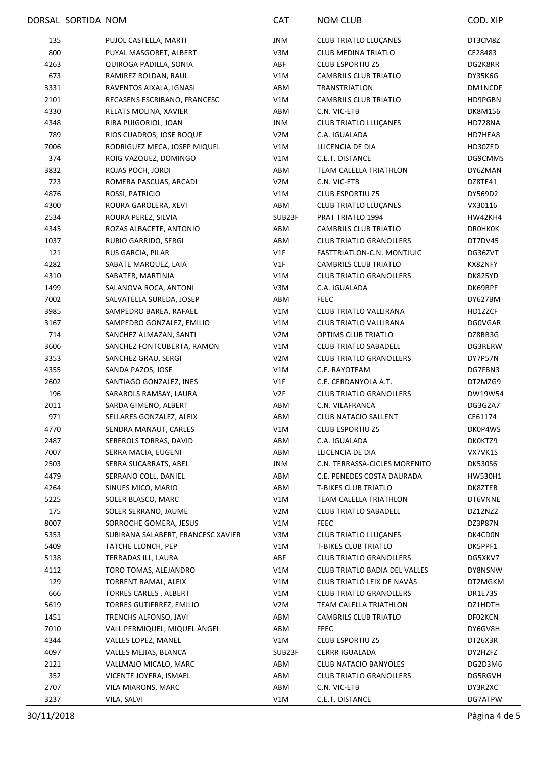| DORSAL | SORTIDA | NOM | CAT | NOM CLUB | COD. XIP |
|---|---|---|---|---|---|
| 135 | | PUJOL CASTELLA, MARTI | JNM | CLUB TRIATLO LLUÇANES | DT3CM8Z |
| 800 | | PUYAL MASGORET, ALBERT | V3M | CLUB MEDINA TRIATLO | CE28483 |
| 4263 | | QUIROGA PADILLA, SONIA | ABF | CLUB ESPORTIU Z5 | DG2K8RR |
| 673 | | RAMIREZ ROLDAN, RAUL | V1M | CAMBRILS CLUB TRIATLO | DY35K6G |
| 3331 | | RAVENTOS AIXALA, IGNASI | ABM | TRANSTRIATLON | DM1NCDF |
| 2101 | | RECASENS ESCRIBANO, FRANCESC | V1M | CAMBRILS CLUB TRIATLO | HD9PGBN |
| 4330 | | RELATS MOLINA, XAVIER | ABM | C.N. VIC-ETB | DK8M156 |
| 4348 | | RIBA PUIGORIOL, JOAN | JNM | CLUB TRIATLO LLUÇANES | HD728NA |
| 789 | | RIOS CUADROS, JOSE ROQUE | V2M | C.A. IGUALADA | HD7HEA8 |
| 7006 | | RODRIGUEZ MECA, JOSEP MIQUEL | V1M | LLICENCIA DE DIA | HD30ZED |
| 374 | | ROIG VAZQUEZ, DOMINGO | V1M | C.E.T. DISTANCE | DG9CMMS |
| 3832 | | ROJAS POCH, JORDI | ABM | TEAM CALELLA TRIATHLON | DY6ZMAN |
| 723 | | ROMERA PASCUAS, ARCADI | V2M | C.N. VIC-ETB | DZ8TE41 |
| 4876 | | ROSSI, PATRICIO | V1M | CLUB ESPORTIU Z5 | DY569D2 |
| 4300 | | ROURA GAROLERA, XEVI | ABM | CLUB TRIATLO LLUÇANES | VX30116 |
| 2534 | | ROURA PEREZ, SILVIA | SUB23F | PRAT TRIATLO 1994 | HW42KH4 |
| 4345 | | ROZAS ALBACETE, ANTONIO | ABM | CAMBRILS CLUB TRIATLO | DR0HK0K |
| 1037 | | RUBIO GARRIDO, SERGI | ABM | CLUB TRIATLO GRANOLLERS | DT7DV45 |
| 121 | | RUS GARCIA, PILAR | V1F | FASTTRIATLON-C.N. MONTJUIC | DG36ZVT |
| 4282 | | SABATE MARQUEZ, LAIA | V1F | CAMBRILS CLUB TRIATLO | KX82NFY |
| 4310 | | SABATER, MARTINIA | V1M | CLUB TRIATLO GRANOLLERS | DK825YD |
| 1499 | | SALANOVA ROCA, ANTONI | V3M | C.A. IGUALADA | DK69BPF |
| 7002 | | SALVATELLA SUREDA, JOSEP | ABM | FEEC | DY627BM |
| 3985 | | SAMPEDRO BAREA, RAFAEL | V1M | CLUB TRIATLO VALLIRANA | HD1ZZCF |
| 3167 | | SAMPEDRO GONZALEZ, EMILIO | V1M | CLUB TRIATLO VALLIRANA | DG0VGAR |
| 714 | | SANCHEZ ALMAZAN, SANTI | V2M | OPTIMS CLUB TRIATLO | DZ8BB3G |
| 3606 | | SANCHEZ FONTCUBERTA, RAMON | V1M | CLUB TRIATLO SABADELL | DG3RERW |
| 3353 | | SANCHEZ GRAU, SERGI | V2M | CLUB TRIATLO GRANOLLERS | DY7P57N |
| 4355 | | SANDA PAZOS, JOSE | V1M | C.E. RAYOTEAM | DG7FBN3 |
| 2602 | | SANTIAGO GONZALEZ, INES | V1F | C.E. CERDANYOLA A.T. | DT2MZG9 |
| 196 | | SARAROLS RAMSAY, LAURA | V2F | CLUB TRIATLO GRANOLLERS | DW19W54 |
| 2011 | | SARDA GIMENO, ALBERT | ABM | C.N. VILAFRANCA | DG3G2A7 |
| 971 | | SELLARES GONZALEZ, ALEIX | ABM | CLUB NATACIO SALLENT | CE61174 |
| 4770 | | SENDRA MANAUT, CARLES | V1M | CLUB ESPORTIU Z5 | DK0P4WS |
| 2487 | | SEREROLS TORRAS, DAVID | ABM | C.A. IGUALADA | DK0KTZ9 |
| 7007 | | SERRA MACIA, EUGENI | ABM | LLICENCIA DE DIA | VX7VK1S |
| 2503 | | SERRA SUCARRATS, ABEL | JNM | C.N. TERRASSA-CICLES MORENITO | DK530S6 |
| 4479 | | SERRANO COLL, DANIEL | ABM | C.E. PENEDES COSTA DAURADA | HW530H1 |
| 4264 | | SINUES MICO, MARIO | ABM | T-BIKES CLUB TRIATLO | DK8ZTEB |
| 5225 | | SOLER BLASCO, MARC | V1M | TEAM CALELLA TRIATHLON | DT6VNNE |
| 175 | | SOLER SERRANO, JAUME | V2M | CLUB TRIATLO SABADELL | DZ12NZ2 |
| 8007 | | SORROCHE GOMERA, JESUS | V1M | FEEC | DZ3P87N |
| 5353 | | SUBIRANA SALABERT, FRANCESC XAVIER | V3M | CLUB TRIATLO LLUÇANES | DK4CD0N |
| 5409 | | TATCHE LLONCH, PEP | V1M | T-BIKES CLUB TRIATLO | DK5PPF1 |
| 5138 | | TERRADAS ILL, LAURA | ABF | CLUB TRIATLO GRANOLLERS | DG5XKV7 |
| 4112 | | TORO TOMAS, ALEJANDRO | V1M | CLUB TRIATLO BADIA DEL VALLES | DY8NSNW |
| 129 | | TORRENT RAMAL, ALEIX | V1M | CLUB TRIATLÓ LEIX DE NAVÀS | DT2MGKM |
| 666 | | TORRES CARLES , ALBERT | V1M | CLUB TRIATLO GRANOLLERS | DR1E73S |
| 5619 | | TORRES GUTIERREZ, EMILIO | V2M | TEAM CALELLA TRIATHLON | DZ1HDTH |
| 1451 | | TRENCHS ALFONSO, JAVI | ABM | CAMBRILS CLUB TRIATLO | DF02KCN |
| 7010 | | VALL PERMIQUEL, MIQUEL ÀNGEL | ABM | FEEC | DY6GV8H |
| 4344 | | VALLES LOPEZ, MANEL | V1M | CLUB ESPORTIU Z5 | DT26X3R |
| 4097 | | VALLES MEJIAS, BLANCA | SUB23F | CERRR IGUALADA | DY2HZFZ |
| 2121 | | VALLMAJO MICALO, MARC | ABM | CLUB NATACIO BANYOLES | DG2D3M6 |
| 352 | | VICENTE JOYERA, ISMAEL | ABM | CLUB TRIATLO GRANOLLERS | DG5RGVH |
| 2707 | | VILA MIARONS, MARC | ABM | C.N. VIC-ETB | DY3R2XC |
| 3237 | | VILA, SALVI | V1M | C.E.T. DISTANCE | DG7ATPW |

30/11/2018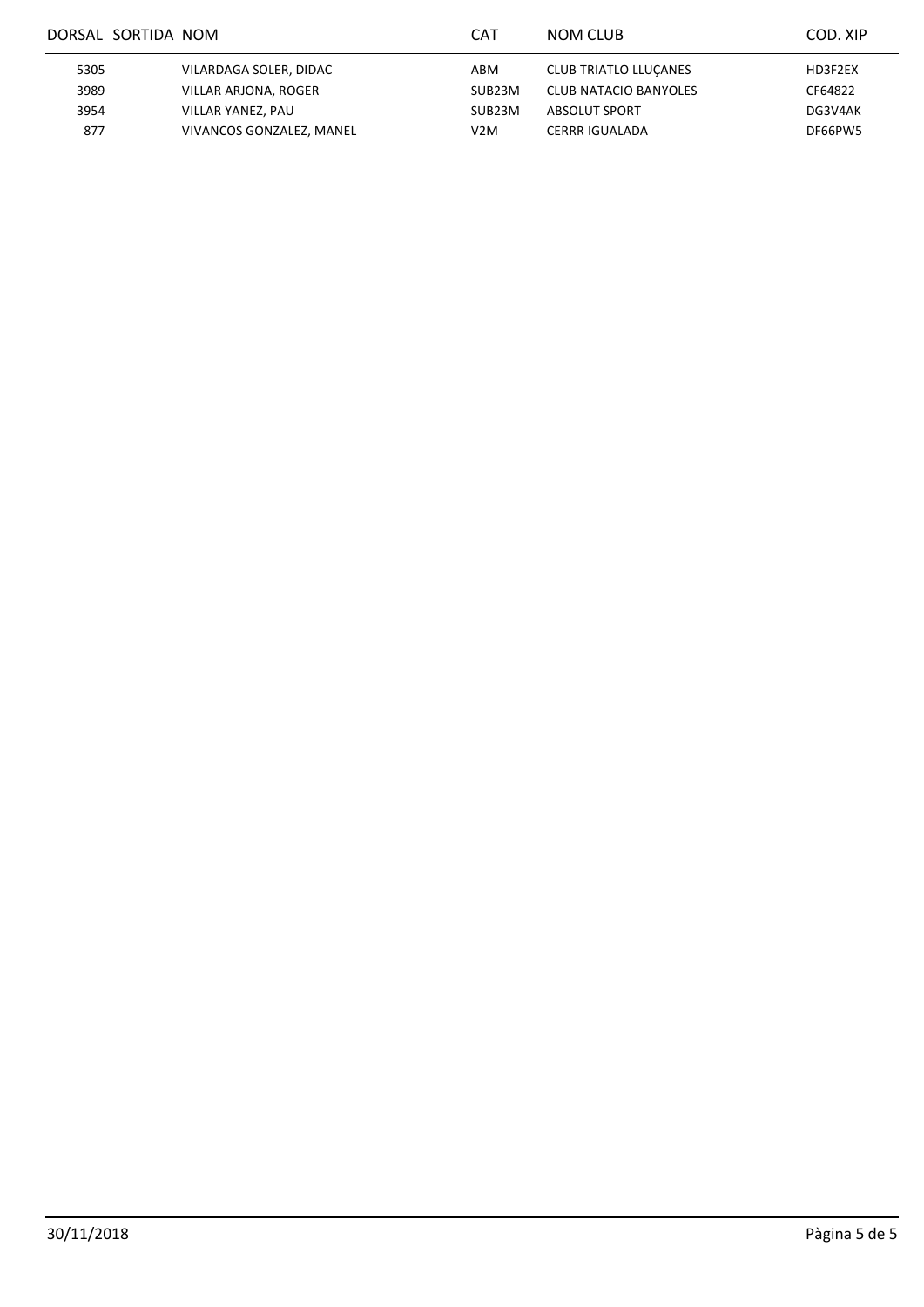| DORSAL | SORTIDA | NOM | CAT | NOM CLUB | COD. XIP |
|---|---|---|---|---|---|
| 5305 | | VILARDAGA SOLER, DIDAC | ABM | CLUB TRIATLO LLUÇANES | HD3F2EX |
| 3989 | | VILLAR ARJONA, ROGER | SUB23M | CLUB NATACIO BANYOLES | CF64822 |
| 3954 | | VILLAR YANEZ, PAU | SUB23M | ABSOLUT SPORT | DG3V4AK |
| 877 | | VIVANCOS GONZALEZ, MANEL | V2M | CERRR IGUALADA | DF66PW5 |

30/11/2018